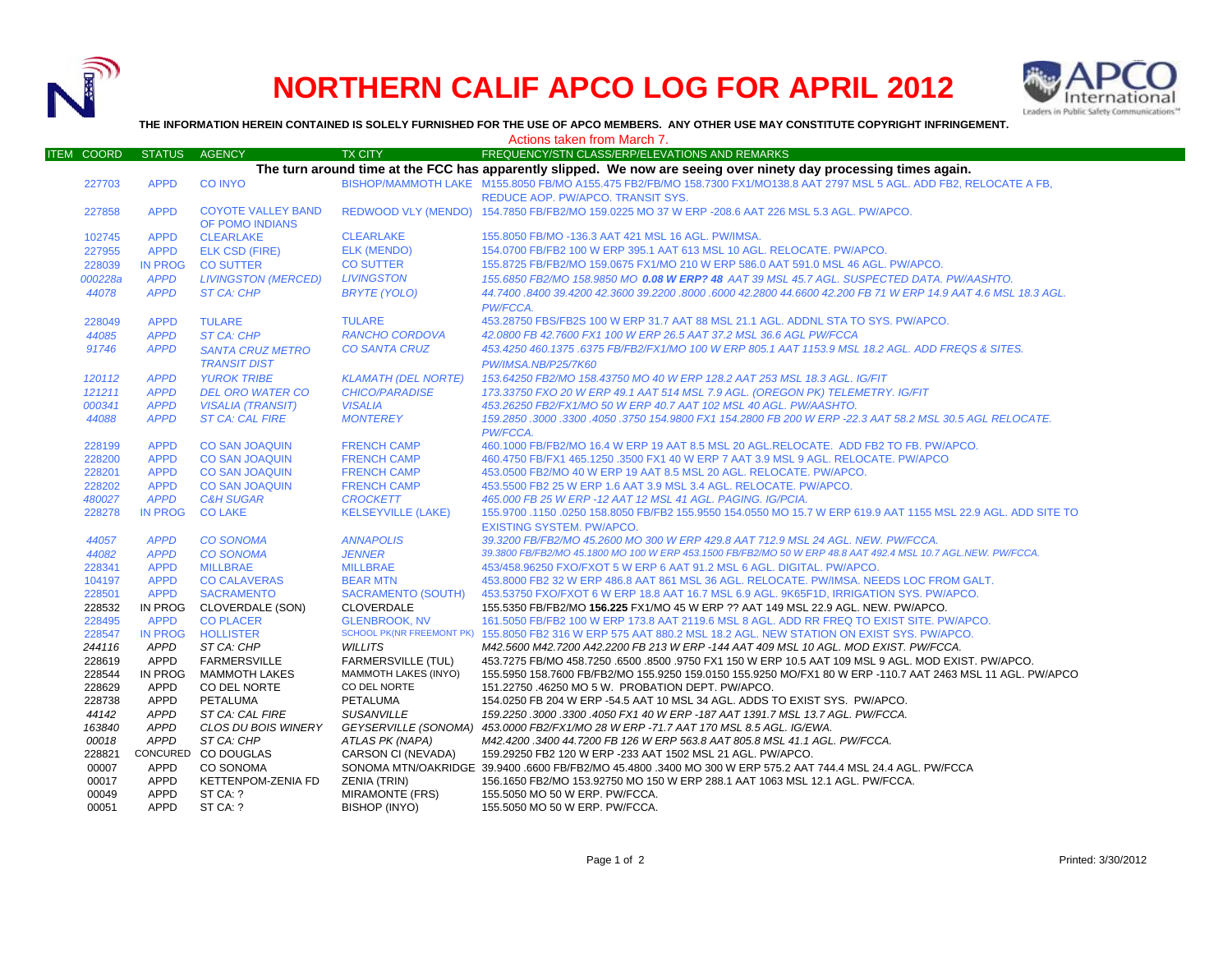# NORTHERN CALIF APCO LOG FOR APRIL 2012

**THE INFORMATION HEREIN CONTAINED IS SOLELY FURNISHED FOR THE USE OF APCO MEMBERS. ANY OTHER USE MAY CONSTITUTE COPYRIGHT INFRINGEMENT.**

Actions taken from March 7.

| ITEM | COORD | STATUS | AGENCY | TX CITY | FREQUENCY/STN CLASS/ERP/ELEVATIONS AND REMARKS |
|---|---|---|---|---|---|
| | | | | | **The turn around time at the FCC has apparently slipped. We now are seeing over ninety day processing times again.** |
| | 227703 | APPD | CO INYO | BISHOP/MAMMOTH LAKE | M155.8050 FB/MO A155.475 FB2/FB/MO 158.7300 FX1/MO138.8 AAT 2797 MSL 5 AGL. ADD FB2, RELOCATE A FB, REDUCE AOP. PW/APCO. TRANSIT SYS. |
| | 227858 | APPD | COYOTE VALLEY BAND OF POMO INDIANS | REDWOOD VLY (MENDO) | 154.7850 FB/FB2/MO 159.0225 MO 37 W ERP -208.6 AAT 226 MSL 5.3 AGL. PW/APCO. |
| | 102745 | APPD | CLEARLAKE | CLEARLAKE | 155.8050 FB/MO -136.3 AAT 421 MSL 16 AGL. PW/IMSA. |
| | 227955 | APPD | ELK CSD (FIRE) | ELK (MENDO) | 154.0700 FB/FB2 100 W ERP 395.1 AAT 613 MSL 10 AGL. RELOCATE. PW/APCO. |
| | 228039 | IN PROG | CO SUTTER | CO SUTTER | 155.8725 FB/FB2/MO 159.0675 FX1/MO 210 W ERP 586.0 AAT 591.0 MSL 46 AGL. PW/APCO. |
| | *000228a* | *APPD* | *LIVINGSTON (MERCED)* | *LIVINGSTON* | *155.6850 FB2/MO 158.9850 MO* ***0.08 W ERP? 48*** *AAT 39 MSL 45.7 AGL. SUSPECTED DATA. PW/AASHTO.* |
| | *44078* | *APPD* | *ST CA: CHP* | *BRYTE (YOLO)* | *44.7400 .8400 39.4200 42.3600 39.2200 .8000 .6000 42.2800 44.6600 42.200 FB 71 W ERP 14.9 AAT 4.6 MSL 18.3 AGL. PW/FCCA.* |
| | 228049 | APPD | TULARE | TULARE | 453.28750 FBS/FB2S 100 W ERP 31.7 AAT 88 MSL 21.1 AGL. ADDNL STA TO SYS. PW/APCO. |
| | *44085* | *APPD* | *ST CA: CHP* | *RANCHO CORDOVA* | *42.0800 FB 42.7600 FX1 100 W ERP 26.5 AAT 37.2 MSL 36.6 AGL PW/FCCA* |
| | *91746* | *APPD* | *SANTA CRUZ METRO TRANSIT DIST* | *CO SANTA CRUZ* | *453.4250 460.1375 .6375 FB/FB2/FX1/MO 100 W ERP 805.1 AAT 1153.9 MSL 18.2 AGL. ADD FREQS & SITES. PW/IMSA.NB/P25/7K60* |
| | *120112* | *APPD* | *YUROK TRIBE* | *KLAMATH (DEL NORTE)* | *153.64250 FB2/MO 158.43750 MO 40 W ERP 128.2 AAT 253 MSL 18.3 AGL. IG/FIT* |
| | *121211* | *APPD* | *DEL ORO WATER CO* | *CHICO/PARADISE* | *173.33750 FXO 20 W ERP 49.1 AAT 514 MSL 7.9 AGL. (OREGON PK) TELEMETRY. IG/FIT* |
| | *000341* | *APPD* | *VISALIA (TRANSIT)* | *VISALIA* | *453.26250 FB2/FX1/MO 50 W ERP 40.7 AAT 102 MSL 40 AGL. PW/AASHTO.* |
| | *44088* | *APPD* | *ST CA: CAL FIRE* | *MONTEREY* | *159.2850 .3000 .3300 .4050 .3750 154.9800 FX1 154.2800 FB 200 W ERP -22.3 AAT 58.2 MSL 30.5 AGL RELOCATE. PW/FCCA.* |
| | 228199 | APPD | CO SAN JOAQUIN | FRENCH CAMP | 460.1000 FB/FB2/MO 16.4 W ERP 19 AAT 8.5 MSL 20 AGL.RELOCATE. ADD FB2 TO FB. PW/APCO. |
| | 228200 | APPD | CO SAN JOAQUIN | FRENCH CAMP | 460.4750 FB/FX1 465.1250 .3500 FX1 40 W ERP 7 AAT 3.9 MSL 9 AGL. RELOCATE. PW/APCO |
| | 228201 | APPD | CO SAN JOAQUIN | FRENCH CAMP | 453.0500 FB2/MO 40 W ERP 19 AAT 8.5 MSL 20 AGL. RELOCATE. PW/APCO. |
| | 228202 | APPD | CO SAN JOAQUIN | FRENCH CAMP | 453.5500 FB2 25 W ERP 1.6 AAT 3.9 MSL 3.4 AGL. RELOCATE. PW/APCO. |
| | *480027* | *APPD* | *C&H SUGAR* | *CROCKETT* | *465.000 FB 25 W ERP -12 AAT 12 MSL 41 AGL. PAGING. IG/PCIA.* |
| | 228278 | IN PROG | CO LAKE | KELSEYVILLE (LAKE) | 155.9700 .1150 .0250 158.8050 FB/FB2 155.9550 154.0550 MO 15.7 W ERP 619.9 AAT 1155 MSL 22.9 AGL. ADD SITE TO EXISTING SYSTEM. PW/APCO. |
| | *44057* | *APPD* | *CO SONOMA* | *ANNAPOLIS* | *39.3200 FB/FB2/MO 45.2600 MO 300 W ERP 429.8 AAT 712.9 MSL 24 AGL. NEW. PW/FCCA.* |
| | *44082* | *APPD* | *CO SONOMA* | *JENNER* | *39.3800 FB/FB2/MO 45.1800 MO 100 W ERP 453.1500 FB/FB2/MO 50 W ERP 48.8 AAT 492.4 MSL 10.7 AGL.NEW. PW/FCCA.* |
| | 228341 | APPD | MILLBRAE | MILLBRAE | 453/458.96250 FXO/FXOT 5 W ERP 6 AAT 91.2 MSL 6 AGL. DIGITAL. PW/APCO. |
| | 104197 | APPD | CO CALAVERAS | BEAR MTN | 453.8000 FB2 32 W ERP 486.8 AAT 861 MSL 36 AGL. RELOCATE. PW/IMSA. NEEDS LOC FROM GALT. |
| | 228501 | APPD | SACRAMENTO | SACRAMENTO (SOUTH) | 453.53750 FXO/FXOT 6 W ERP 18.8 AAT 16.7 MSL 6.9 AGL. 9K65F1D, IRRIGATION SYS. PW/APCO. |
| | 228532 | IN PROG | CLOVERDALE (SON) | CLOVERDALE | 155.5350 FB/FB2/MO **156.225** FX1/MO 45 W ERP ?? AAT 149 MSL 22.9 AGL. NEW. PW/APCO. |
| | 228495 | APPD | CO PLACER | GLENBROOK, NV | 161.5050 FB/FB2 100 W ERP 173.8 AAT 2119.6 MSL 8 AGL. ADD RR FREQ TO EXIST SITE. PW/APCO. |
| | 228547 | IN PROG | HOLLISTER | SCHOOL PK(NR FREEMONT PK) | 155.8050 FB2 316 W ERP 575 AAT 880.2 MSL 18.2 AGL. NEW STATION ON EXIST SYS. PW/APCO. |
| | *244116* | *APPD* | *ST CA: CHP* | *WILLITS* | *M42.5600 M42.7200 A42.2200 FB 213 W ERP -144 AAT 409 MSL 10 AGL. MOD EXIST. PW/FCCA.* |
| | 228619 | APPD | FARMERSVILLE | FARMERSVILLE (TUL) | 453.7275 FB/MO 458.7250 .6500 .8500 .9750 FX1 150 W ERP 10.5 AAT 109 MSL 9 AGL. MOD EXIST. PW/APCO. |
| | 228544 | IN PROG | MAMMOTH LAKES | MAMMOTH LAKES (INYO) | 155.5950 158.7600 FB/FB2/MO 155.9250 159.0150 155.9250 MO/FX1 80 W ERP -110.7 AAT 2463 MSL 11 AGL. PW/APCO |
| | 228629 | APPD | CO DEL NORTE | CO DEL NORTE | 151.22750 .46250 MO 5 W. PROBATION DEPT. PW/APCO. |
| | 228738 | APPD | PETALUMA | PETALUMA | 154.0250 FB 204 W ERP -54.5 AAT 10 MSL 34 AGL. ADDS TO EXIST SYS. PW/APCO. |
| | *44142* | *APPD* | *ST CA: CAL FIRE* | *SUSANVILLE* | *159.2250 .3000 .3300 .4050 FX1 40 W ERP -187 AAT 1391.7 MSL 13.7 AGL. PW/FCCA.* |
| | *163840* | *APPD* | *CLOS DU BOIS WINERY* | *GEYSERVILLE (SONOMA)* | *453.0000 FB2/FX1/MO 28 W ERP -71.7 AAT 170 MSL 8.5 AGL. IG/EWA.* |
| | *00018* | *APPD* | *ST CA: CHP* | *ATLAS PK (NAPA)* | *M42.4200 .3400 44.7200 FB 126 W ERP 563.8 AAT 805.8 MSL 41.1 AGL. PW/FCCA.* |
| | 228821 | CONCURED | CO DOUGLAS | CARSON CI (NEVADA) | 159.29250 FB2 120 W ERP -233 AAT 1502 MSL 21 AGL. PW/APCO. |
| | 00007 | APPD | CO SONOMA | SONOMA MTN/OAKRIDGE | 39.9400 .6600 FB/FB2/MO 45.4800 .3400 MO 300 W ERP 575.2 AAT 744.4 MSL 24.4 AGL. PW/FCCA |
| | 00017 | APPD | KETTENPOM-ZENIA FD | ZENIA (TRIN) | 156.1650 FB2/MO 153.92750 MO 150 W ERP 288.1 AAT 1063 MSL 12.1 AGL. PW/FCCA. |
| | 00049 | APPD | ST CA: ? | MIRAMONTE (FRS) | 155.5050 MO 50 W ERP. PW/FCCA. |
| | 00051 | APPD | ST CA: ? | BISHOP (INYO) | 155.5050 MO 50 W ERP. PW/FCCA. |

Printed: 3/30/2012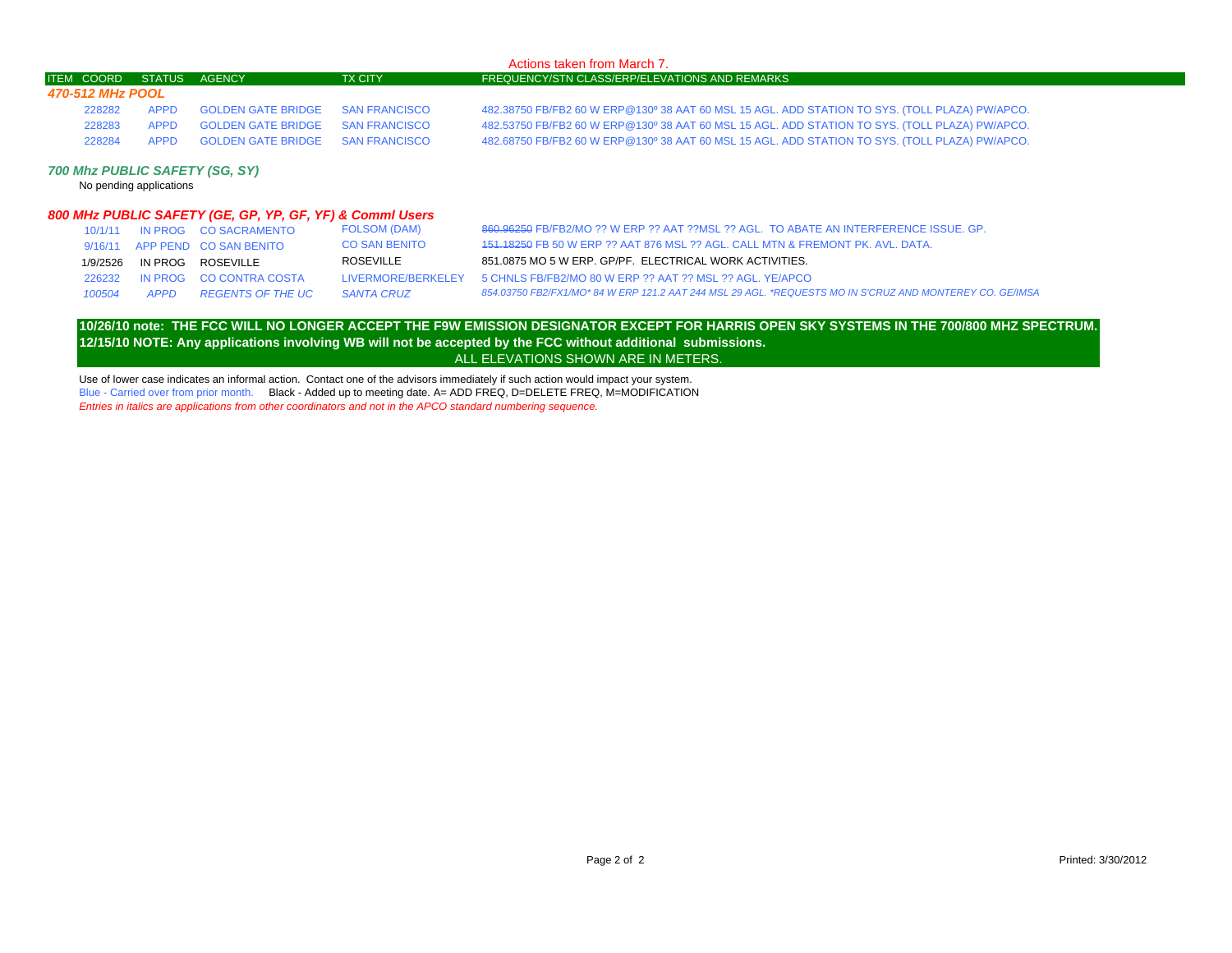Actions taken from March 7.

| ITEM | COORD | STATUS | AGENCY | TX CITY | FREQUENCY/STN CLASS/ERP/ELEVATIONS AND REMARKS |
|---|---|---|---|---|---|
| ***470-512 MHz POOL*** | | | | | |
| | 228282 | APPD | GOLDEN GATE BRIDGE | SAN FRANCISCO | 482.38750 FB/FB2 60 W ERP@130º 38 AAT 60 MSL 15 AGL. ADD STATION TO SYS. (TOLL PLAZA) PW/APCO. |
| | 228283 | APPD | GOLDEN GATE BRIDGE | SAN FRANCISCO | 482.53750 FB/FB2 60 W ERP@130º 38 AAT 60 MSL 15 AGL. ADD STATION TO SYS. (TOLL PLAZA) PW/APCO. |
| | 228284 | APPD | GOLDEN GATE BRIDGE | SAN FRANCISCO | 482.68750 FB/FB2 60 W ERP@130º 38 AAT 60 MSL 15 AGL. ADD STATION TO SYS. (TOLL PLAZA) PW/APCO. |
| ***700 Mhz PUBLIC SAFETY (SG, SY)*** | | | | | |
| No pending applications | | | | | |
| ***800 MHz PUBLIC SAFETY (GE, GP, YP, GF, YF) & Comml Users*** | | | | | |
| | 10/1/11 | IN PROG | CO SACRAMENTO | FOLSOM (DAM) | ~~860.96250~~ FB/FB2/MO ?? W ERP ?? AAT ??MSL ?? AGL. TO ABATE AN INTERFERENCE ISSUE. GP. |
| | 9/16/11 | APP PEND | CO SAN BENITO | CO SAN BENITO | ~~151.18250~~ FB 50 W ERP ?? AAT 876 MSL ?? AGL. CALL MTN & FREMONT PK. AVL. DATA. |
| | 1/9/2526 | IN PROG | ROSEVILLE | ROSEVILLE | 851.0875 MO 5 W ERP. GP/PF. ELECTRICAL WORK ACTIVITIES. |
| | 226232 | IN PROG | CO CONTRA COSTA | LIVERMORE/BERKELEY | 5 CHNLS FB/FB2/MO 80 W ERP ?? AAT ?? MSL ?? AGL. YE/APCO |
| | *100504* | *APPD* | *REGENTS OF THE UC* | *SANTA CRUZ* | *854.03750 FB2/FX1/MO\* 84 W ERP 121.2 AAT 244 MSL 29 AGL. \*REQUESTS MO IN S'CRUZ AND MONTEREY CO. GE/IMSA* |

**10/26/10 note: THE FCC WILL NO LONGER ACCEPT THE F9W EMISSION DESIGNATOR EXCEPT FOR HARRIS OPEN SKY SYSTEMS IN THE 700/800 MHZ SPECTRUM.**

**12/15/10 NOTE: Any applications involving WB will not be accepted by the FCC without additional submissions.**

ALL ELEVATIONS SHOWN ARE IN METERS.

Use of lower case indicates an informal action. Contact one of the advisors immediately if such action would impact your system.

Blue - Carried over from prior month. Black - Added up to meeting date. A= ADD FREQ, D=DELETE FREQ, M=MODIFICATION

*Entries in italics are applications from other coordinators and not in the APCO standard numbering sequence.*

Printed: 3/30/2012